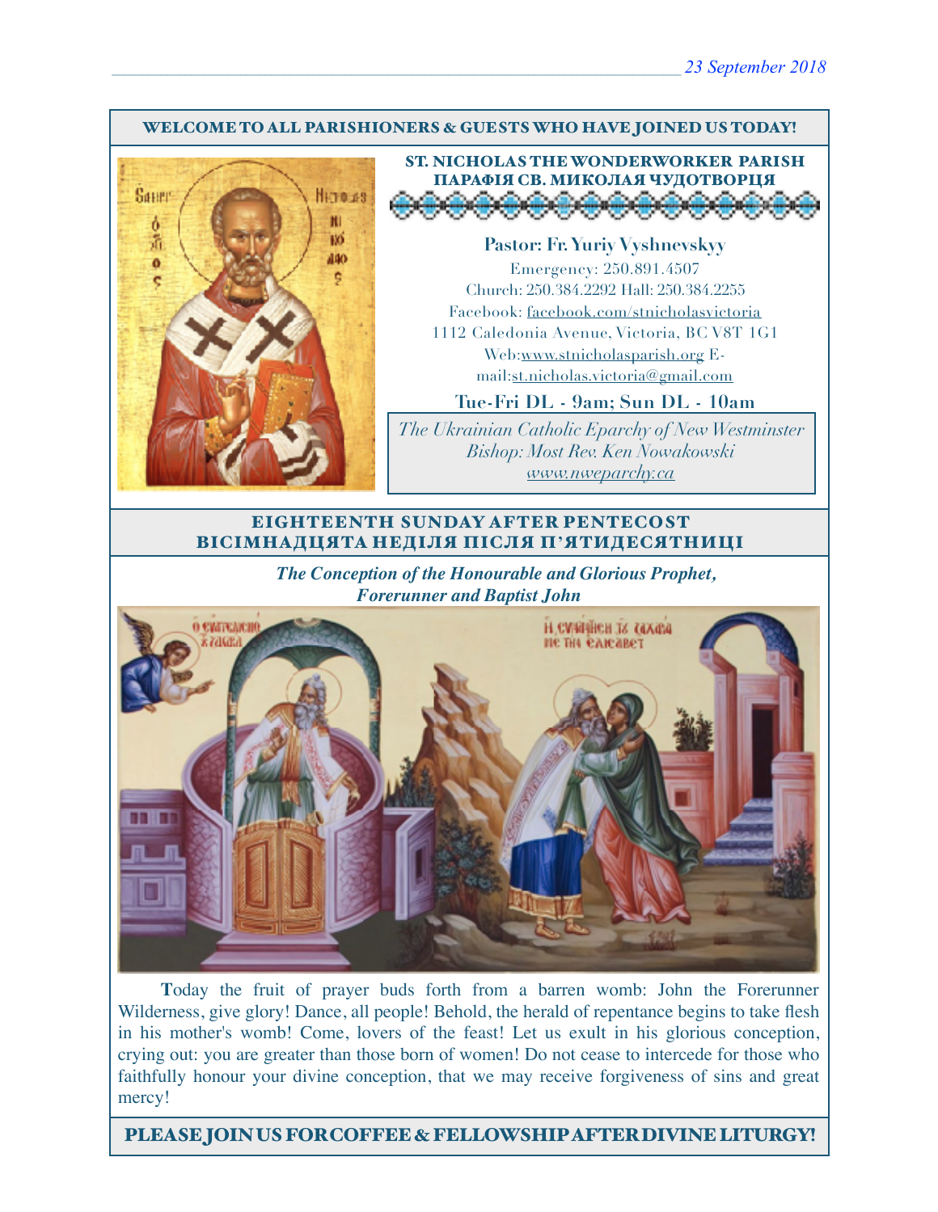23 September 2018

**WELCOME TO ALL PARISHIONERS & GUESTS WHO HAVE JOINED US TODAY!**

## ST. NICHOLAS THE WONDERWORKER PARISH
## ПАРАФІЯ СВ. МИКОЛАЯ ЧУДОТВОРЦЯ

**Pastor: Fr. Yuriy Vyshnevskyy**

Emergency: 250.891.4507
Church: 250.384.2292 Hall: 250.384.2255
Facebook: facebook.com/stnicholasvictoria
1112 Caledonia Avenue, Victoria, BC V8T 1G1
Web:www.stnicholasparish.org E-mail:st.nicholas.victoria@gmail.com

**Tue-Fri DL - 9am; Sun DL - 10am**

*The Ukrainian Catholic Eparchy of New Westminster*
*Bishop: Most Rev. Ken Nowakowski*
*www.nweparchy.ca*

## EIGHTEENTH SUNDAY AFTER PENTECOST
## ВІСІМНАДЦЯТА НЕДІЛЯ ПІСЛЯ П'ЯТИДЕСЯТНИЦІ

***The Conception of the Honourable and Glorious Prophet, Forerunner and Baptist John***

**T**oday the fruit of prayer buds forth from a barren womb: John the Forerunner Wilderness, give glory! Dance, all people! Behold, the herald of repentance begins to take flesh in his mother's womb! Come, lovers of the feast! Let us exult in his glorious conception, crying out: you are greater than those born of women! Do not cease to intercede for those who faithfully honour your divine conception, that we may receive forgiveness of sins and great mercy!

**PLEASE JOIN US FOR COFFEE & FELLOWSHIP AFTER DIVINE LITURGY!**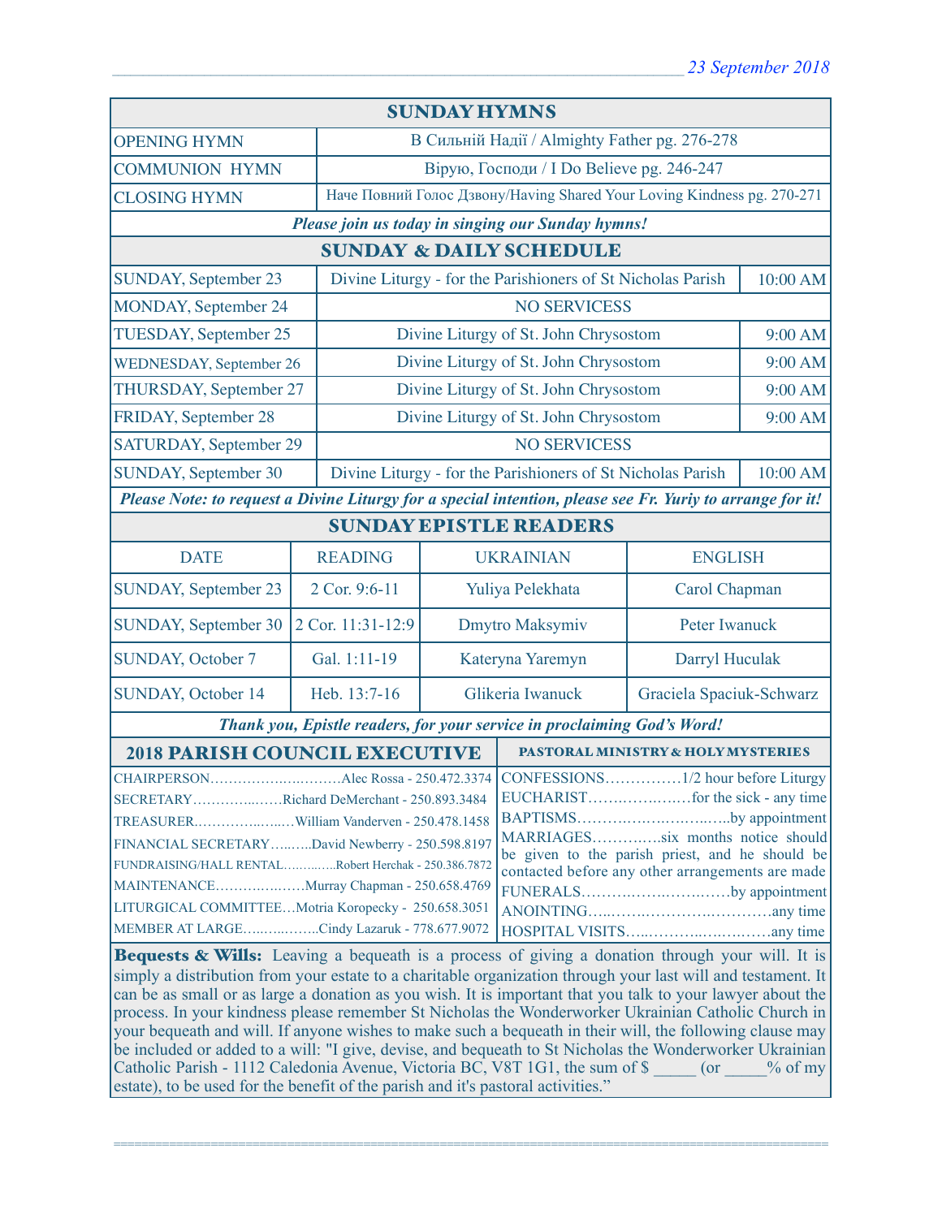23 September 2018

## SUNDAY HYMNS

| | |
|---|---|
| OPENING HYMN | В Сильній Надії / Almighty Father pg. 276-278 |
| COMMUNION HYMN | Вірую, Господи / I Do Believe pg. 246-247 |
| CLOSING HYMN | Наче Повний Голос Дзвону/Having Shared Your Loving Kindness pg. 270-271 |

*Please join us today in singing our Sunday hymns!*

## SUNDAY & DAILY SCHEDULE

| | | |
|---|---|---|
| SUNDAY, September 23 | Divine Liturgy - for the Parishioners of St Nicholas Parish | 10:00 AM |
| MONDAY, September 24 | NO SERVICESS | |
| TUESDAY, September 25 | Divine Liturgy of St. John Chrysostom | 9:00 AM |
| WEDNESDAY, September 26 | Divine Liturgy of St. John Chrysostom | 9:00 AM |
| THURSDAY, September 27 | Divine Liturgy of St. John Chrysostom | 9:00 AM |
| FRIDAY, September 28 | Divine Liturgy of St. John Chrysostom | 9:00 AM |
| SATURDAY, September 29 | NO SERVICESS | |
| SUNDAY, September 30 | Divine Liturgy - for the Parishioners of St Nicholas Parish | 10:00 AM |

*Please Note: to request a Divine Liturgy for a special intention, please see Fr. Yuriy to arrange for it!*

## SUNDAY EPISTLE READERS

| DATE | READING | UKRAINIAN | ENGLISH |
|---|---|---|---|
| SUNDAY, September 23 | 2 Cor. 9:6-11 | Yuliya Pelekhata | Carol Chapman |
| SUNDAY, September 30 | 2 Cor. 11:31-12:9 | Dmytro Maksymiv | Peter Iwanuck |
| SUNDAY, October 7 | Gal. 1:11-19 | Kateryna Yaremyn | Darryl Huculak |
| SUNDAY, October 14 | Heb. 13:7-16 | Glikeria Iwanuck | Graciela Spaciuk-Schwarz |

*Thank you, Epistle readers, for your service in proclaiming God's Word!*

## 2018 PARISH COUNCIL EXECUTIVE

CHAIRPERSON……………………Alec Rossa - 250.472.3374
SECRETARY……………Richard DeMerchant - 250.893.3484
TREASURER…………………William Vanderven - 250.478.1458
FINANCIAL SECRETARY……..David Newberry - 250.598.8197
FUNDRAISING/HALL RENTAL…………Robert Herchak - 250.386.7872
MAINTENANCE………………Murray Chapman - 250.658.4769
LITURGICAL COMMITTEE…Motria Koropecky - 250.658.3051
MEMBER AT LARGE……………Cindy Lazaruk - 778.677.9072

## PASTORAL MINISTRY & HOLY MYSTERIES

CONFESSIONS……………1/2 hour before Liturgy
EUCHARIST………………for the sick - any time
BAPTISMS…………………………by appointment
MARRIAGES…………six months notice should be given to the parish priest, and he should be contacted before any other arrangements are made
FUNERALS………………………by appointment
ANOINTING……………………………any time
HOSPITAL VISITS…………………………any time

**Bequests & Wills:** Leaving a bequeath is a process of giving a donation through your will. It is simply a distribution from your estate to a charitable organization through your last will and testament. It can be as small or as large a donation as you wish. It is important that you talk to your lawyer about the process. In your kindness please remember St Nicholas the Wonderworker Ukrainian Catholic Church in your bequeath and will. If anyone wishes to make such a bequeath in their will, the following clause may be included or added to a will: "I give, devise, and bequeath to St Nicholas the Wonderworker Ukrainian Catholic Parish - 1112 Caledonia Avenue, Victoria BC, V8T 1G1, the sum of $ _____ (or _____% of my estate), to be used for the benefit of the parish and it's pastoral activities."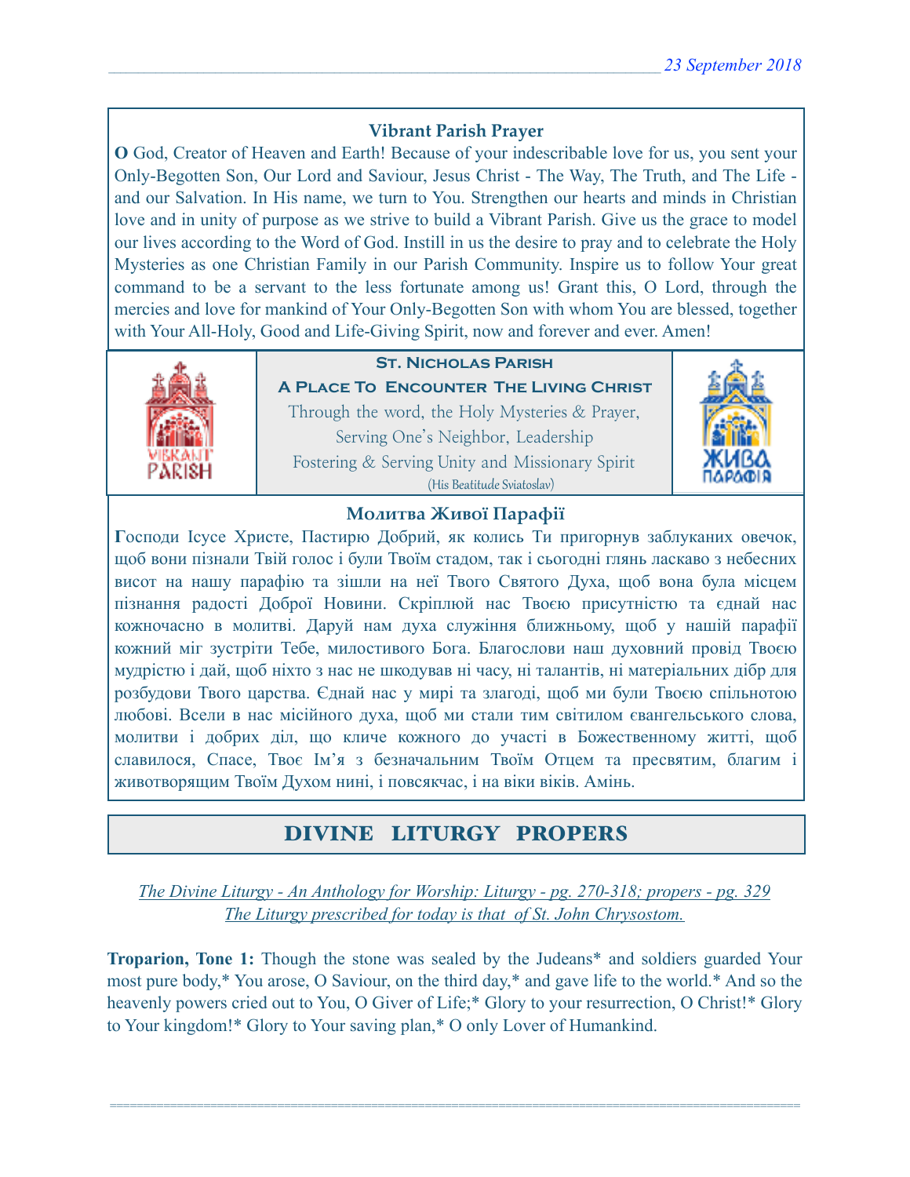## Vibrant Parish Prayer

**O** God, Creator of Heaven and Earth! Because of your indescribable love for us, you sent your Only-Begotten Son, Our Lord and Saviour, Jesus Christ - The Way, The Truth, and The Life - and our Salvation. In His name, we turn to You. Strengthen our hearts and minds in Christian love and in unity of purpose as we strive to build a Vibrant Parish. Give us the grace to model our lives according to the Word of God. Instill in us the desire to pray and to celebrate the Holy Mysteries as one Christian Family in our Parish Community. Inspire us to follow Your great command to be a servant to the less fortunate among us! Grant this, O Lord, through the mercies and love for mankind of Your Only-Begotten Son with whom You are blessed, together with Your All-Holy, Good and Life-Giving Spirit, now and forever and ever. Amen!

**St. Nicholas Parish**

**A Place To Encounter The Living Christ**

Through the word, the Holy Mysteries & Prayer,
Serving One's Neighbor, Leadership
Fostering & Serving Unity and Missionary Spirit
(His Beatitude Sviatoslav)

## Молитва Живої Парафії

**Г**осподи Ісусе Христе, Пастирю Добрий, як колись Ти пригорнув заблуканих овечок, щоб вони пізнали Твій голос і були Твоїм стадом, так і сьогодні глянь ласкаво з небесних висот на нашу парафію та зішли на неї Твого Святого Духа, щоб вона була місцем пізнання радості Доброї Новини. Скріплюй нас Твоєю присутністю та єднай нас кожночасно в молитві. Даруй нам духа служіння ближньому, щоб у нашій парафії кожний міг зустріти Тебе, милостивого Бога. Благослови наш духовний провід Твоєю мудрістю і дай, щоб ніхто з нас не шкодував ні часу, ні талантів, ні матеріальних дібр для розбудови Твого царства. Єднай нас у мирі та злагоді, щоб ми були Твоєю спільнотою любові. Всели в нас місійного духа, щоб ми стали тим світилом євангельського слова, молитви і добрих діл, що кличе кожного до участі в Божественному житті, щоб славилося, Спасе, Твоє Ім'я з безначальним Твоїм Отцем та пресвятим, благим і животворящим Твоїм Духом нині, і повсякчас, і на віки віків. Амінь.

# DIVINE LITURGY PROPERS

*The Divine Liturgy - An Anthology for Worship: Liturgy - pg. 270-318; propers - pg. 329*
*The Liturgy prescribed for today is that of St. John Chrysostom.*

**Troparion, Tone 1:** Though the stone was sealed by the Judeans* and soldiers guarded Your most pure body,* You arose, O Saviour, on the third day,* and gave life to the world.* And so the heavenly powers cried out to You, O Giver of Life;* Glory to your resurrection, O Christ!* Glory to Your kingdom!* Glory to Your saving plan,* O only Lover of Humankind.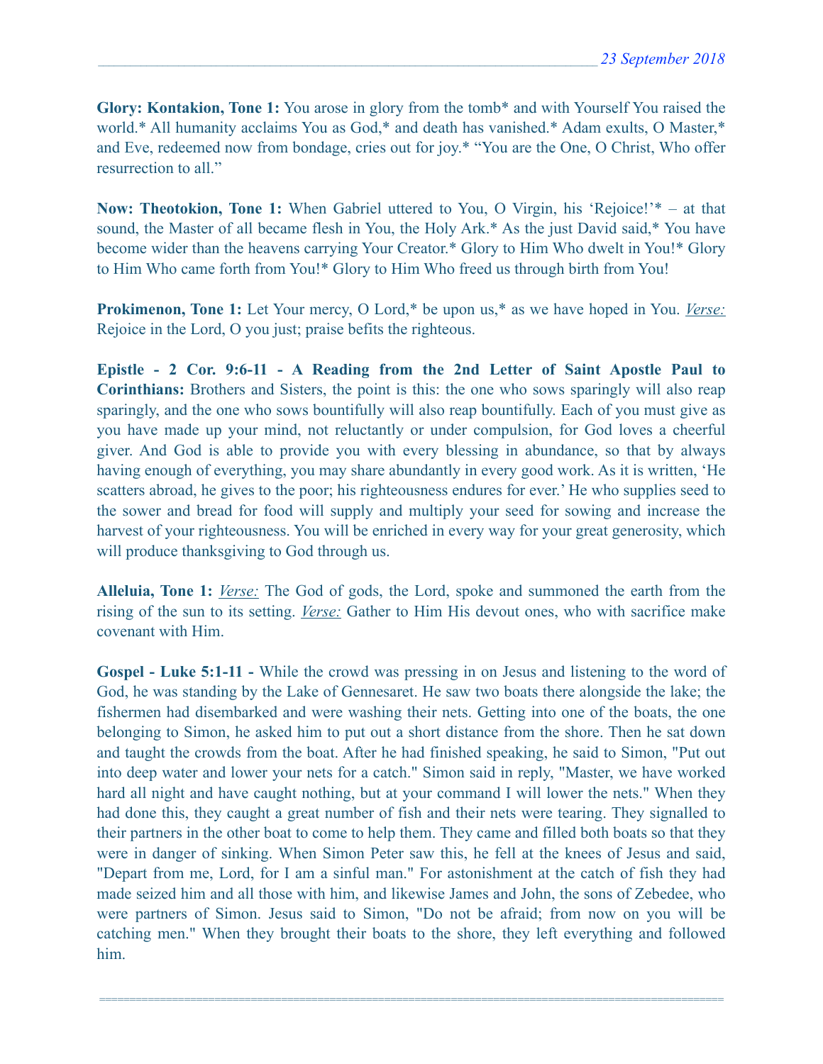**Glory: Kontakion, Tone 1:** You arose in glory from the tomb* and with Yourself You raised the world.* All humanity acclaims You as God,* and death has vanished.* Adam exults, O Master,* and Eve, redeemed now from bondage, cries out for joy.* "You are the One, O Christ, Who offer resurrection to all."

**Now: Theotokion, Tone 1:** When Gabriel uttered to You, O Virgin, his 'Rejoice!'* – at that sound, the Master of all became flesh in You, the Holy Ark.* As the just David said,* You have become wider than the heavens carrying Your Creator.* Glory to Him Who dwelt in You!* Glory to Him Who came forth from You!* Glory to Him Who freed us through birth from You!

**Prokimenon, Tone 1:** Let Your mercy, O Lord,* be upon us,* as we have hoped in You. *Verse:* Rejoice in the Lord, O you just; praise befits the righteous.

**Epistle - 2 Cor. 9:6-11 - A Reading from the 2nd Letter of Saint Apostle Paul to Corinthians:** Brothers and Sisters, the point is this: the one who sows sparingly will also reap sparingly, and the one who sows bountifully will also reap bountifully. Each of you must give as you have made up your mind, not reluctantly or under compulsion, for God loves a cheerful giver. And God is able to provide you with every blessing in abundance, so that by always having enough of everything, you may share abundantly in every good work. As it is written, 'He scatters abroad, he gives to the poor; his righteousness endures for ever.' He who supplies seed to the sower and bread for food will supply and multiply your seed for sowing and increase the harvest of your righteousness. You will be enriched in every way for your great generosity, which will produce thanksgiving to God through us.

**Alleluia, Tone 1:** *Verse:* The God of gods, the Lord, spoke and summoned the earth from the rising of the sun to its setting. *Verse:* Gather to Him His devout ones, who with sacrifice make covenant with Him.

**Gospel - Luke 5:1-11 -** While the crowd was pressing in on Jesus and listening to the word of God, he was standing by the Lake of Gennesaret. He saw two boats there alongside the lake; the fishermen had disembarked and were washing their nets. Getting into one of the boats, the one belonging to Simon, he asked him to put out a short distance from the shore. Then he sat down and taught the crowds from the boat. After he had finished speaking, he said to Simon, "Put out into deep water and lower your nets for a catch." Simon said in reply, "Master, we have worked hard all night and have caught nothing, but at your command I will lower the nets." When they had done this, they caught a great number of fish and their nets were tearing. They signalled to their partners in the other boat to come to help them. They came and filled both boats so that they were in danger of sinking. When Simon Peter saw this, he fell at the knees of Jesus and said, "Depart from me, Lord, for I am a sinful man." For astonishment at the catch of fish they had made seized him and all those with him, and likewise James and John, the sons of Zebedee, who were partners of Simon. Jesus said to Simon, "Do not be afraid; from now on you will be catching men." When they brought their boats to the shore, they left everything and followed him.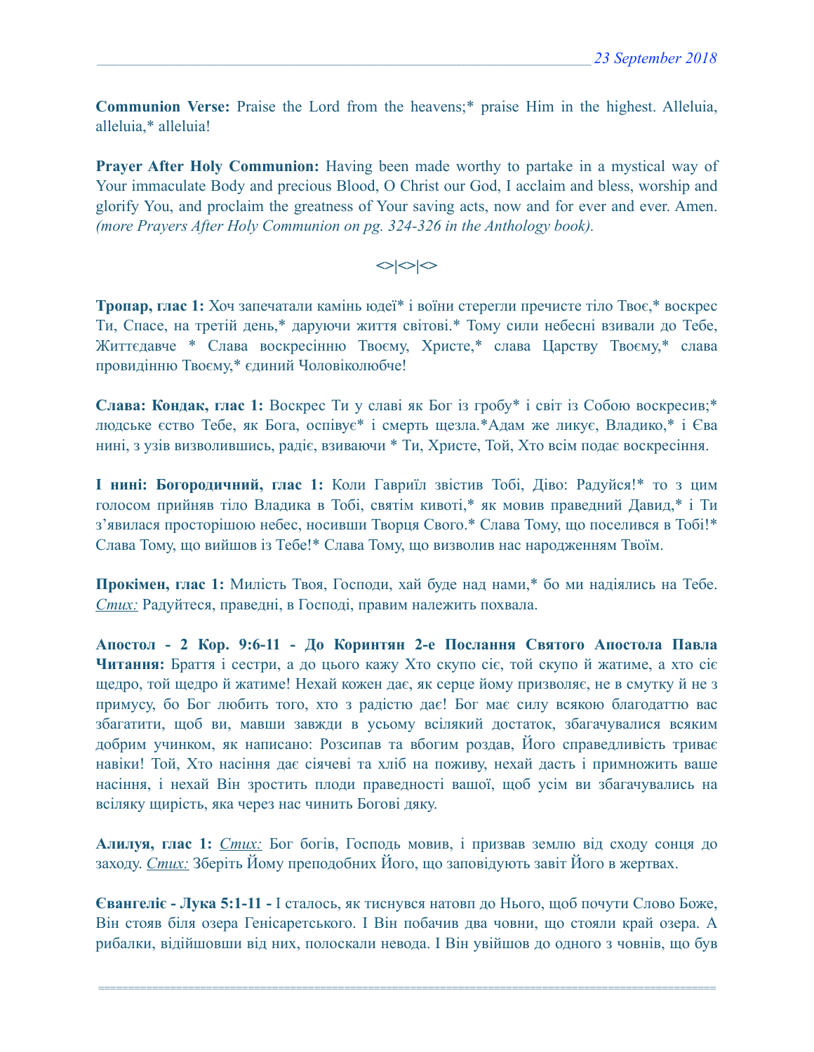**Communion Verse:** Praise the Lord from the heavens;* praise Him in the highest. Alleluia, alleluia,* alleluia!

**Prayer After Holy Communion:** Having been made worthy to partake in a mystical way of Your immaculate Body and precious Blood, O Christ our God, I acclaim and bless, worship and glorify You, and proclaim the greatness of Your saving acts, now and for ever and ever. Amen. *(more Prayers After Holy Communion on pg. 324-326 in the Anthology book).*

**<>|<>|<>**

**Тропар, глас 1:** Хоч запечатали камінь юдеї* і воїни стерегли пречисте тіло Твоє,* воскрес Ти, Спасе, на третій день,* даруючи життя світові.* Тому сили небесні взивали до Тебе, Життєдавче * Слава воскресінню Твоєму, Христе,* слава Царству Твоєму,* слава провидінню Твоєму,* єдиний Чоловіколюбче!

**Слава: Кондак, глас 1:** Воскрес Ти у славі як Бог із гробу* і світ із Собою воскресив;* людське єство Тебе, як Бога, оспівує* і смерть щезла.*Адам же ликує, Владико,* і Єва нині, з узів визволившись, радіє, взиваючи * Ти, Христе, Той, Хто всім подає воскресіння.

**І нині: Богородичний, глас 1:** Коли Гавриїл звістив Тобі, Діво: Радуйся!* то з цим голосом прийняв тіло Владика в Тобі, святім кивоті,* як мовив праведний Давид,* і Ти з'явилася просторішою небес, носивши Творця Свого.* Слава Тому, що поселився в Тобі!* Слава Тому, що вийшов із Тебе!* Слава Тому, що визволив нас народженням Твоїм.

**Прокімен, глас 1:** Милість Твоя, Господи, хай буде над нами,* бо ми надіялись на Тебе. _Стих:_ Радуйтеся, праведні, в Господі, правим належить похвала.

**Апостол - 2 Кор. 9:6-11 - До Коринтян 2-е Послання Святого Апостола Павла Читання:** Браття і сестри, а до цього кажу Хто скупо сіє, той скупо й жатиме, а хто сіє щедро, той щедро й жатиме! Нехай кожен дає, як серце йому призволяє, не в смутку й не з примусу, бо Бог любить того, хто з радістю дає! Бог має силу всякою благодаттю вас збагатити, щоб ви, мавши завжди в усьому всілякий достаток, збагачувалися всяким добрим учинком, як написано: Розсипав та вбогим роздав, Його справедливість триває навіки! Той, Хто насіння дає сіячеві та хліб на поживу, нехай дасть і примножить ваше насіння, і нехай Він зростить плоди праведності вашої, щоб усім ви збагачувались на всіляку щирість, яка через нас чинить Богові дяку.

**Алилуя, глас 1:** _Стих:_ Бог богів, Господь мовив, і призвав землю від сходу сонця до заходу. _Стих:_ Зберіть Йому преподобних Його, що заповідують завіт Його в жертвах.

**Євангеліє - Лука 5:1-11 -** І сталось, як тиснувся натовп до Нього, щоб почути Слово Боже, Він стояв біля озера Генісаретського. І Він побачив два човни, що стояли край озера. А рибалки, відійшовши від них, полоскали невода. І Він увійшов до одного з човнів, що був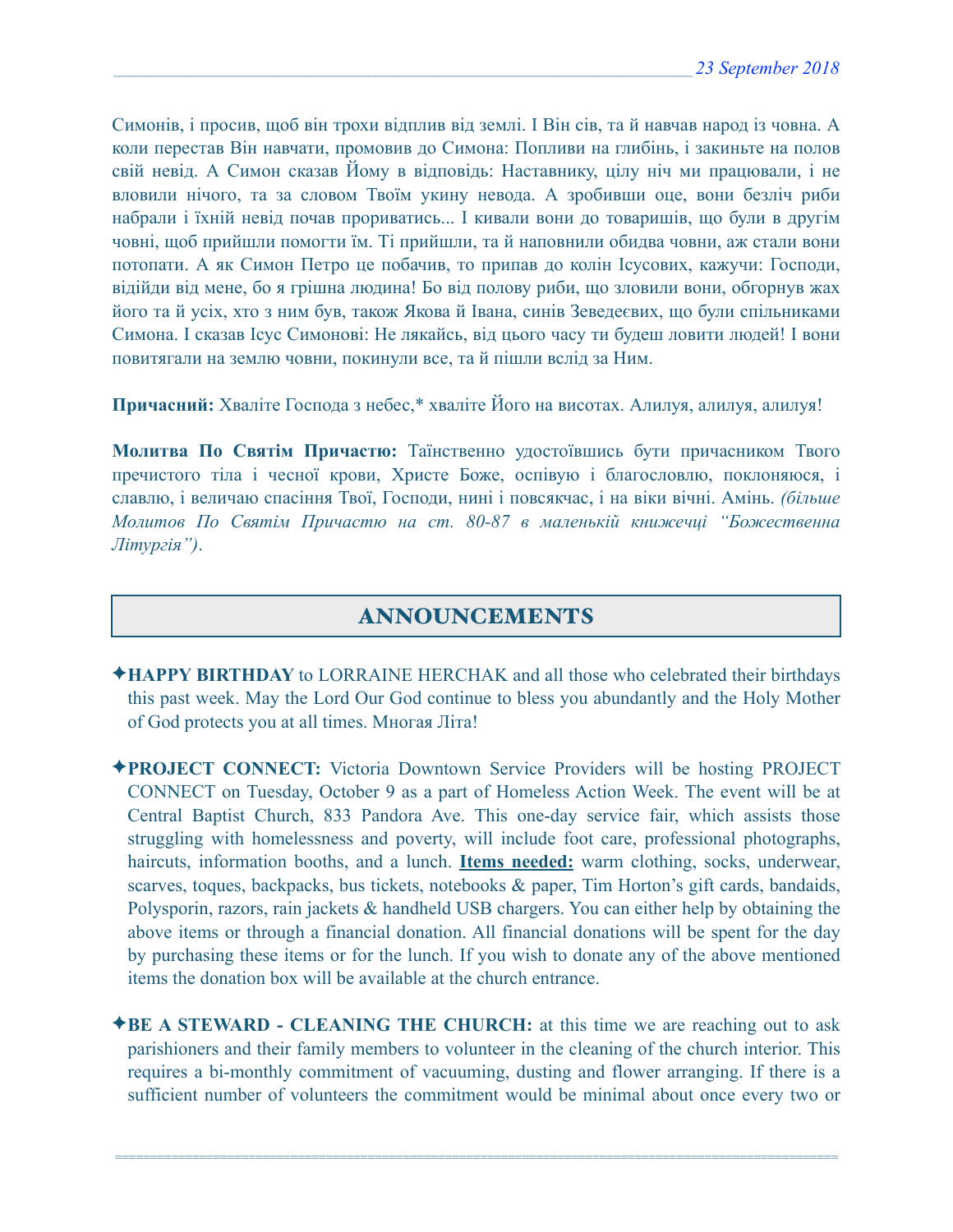Симонів, і просив, щоб він трохи відплив від землі. І Він сів, та й навчав народ із човна. А коли перестав Він навчати, промовив до Симона: Попливи на глибінь, і закиньте на полов свій невід. А Симон сказав Йому в відповідь: Наставнику, цілу ніч ми працювали, і не вловили нічого, та за словом Твоїм укину невода. А зробивши оце, вони безліч риби набрали і їхній невід почав прориватись... І кивали вони до товаришів, що були в другім човні, щоб прийшли помогти їм. Ті прийшли, та й наповнили обидва човни, аж стали вони потопати. А як Симон Петро це побачив, то припав до колін Ісусових, кажучи: Господи, відійди від мене, бо я грішна людина! Бо від полову риби, що зловили вони, обгорнув жах його та й усіх, хто з ним був, також Якова й Івана, синів Зеведеєвих, що були спільниками Симона. І сказав Ісус Симонові: Не лякайсь, від цього часу ти будеш ловити людей! І вони повитягали на землю човни, покинули все, та й пішли вслід за Ним.

**Причасний:** Хваліте Господа з небес,* хваліте Його на висотах. Алилуя, алилуя, алилуя!

**Молитва По Святім Причастю:** Таїнственно удостоївшись бути причасником Твого пречистого тіла і чесної крови, Христе Боже, оспівую і благословлю, поклоняюся, і славлю, і величаю спасіння Твої, Господи, нині і повсякчас, і на віки вічні. Амінь. *(більше Молитов По Святім Причастю на ст. 80-87 в маленькій книжечці "Божественна Літургія")*.

## ANNOUNCEMENTS

✦**HAPPY BIRTHDAY** to LORRAINE HERCHAK and all those who celebrated their birthdays this past week. May the Lord Our God continue to bless you abundantly and the Holy Mother of God protects you at all times. Многая Літа!

✦**PROJECT CONNECT:** Victoria Downtown Service Providers will be hosting PROJECT CONNECT on Tuesday, October 9 as a part of Homeless Action Week. The event will be at Central Baptist Church, 833 Pandora Ave. This one-day service fair, which assists those struggling with homelessness and poverty, will include foot care, professional photographs, haircuts, information booths, and a lunch. **Items needed:** warm clothing, socks, underwear, scarves, toques, backpacks, bus tickets, notebooks & paper, Tim Horton's gift cards, bandaids, Polysporin, razors, rain jackets & handheld USB chargers. You can either help by obtaining the above items or through a financial donation. All financial donations will be spent for the day by purchasing these items or for the lunch. If you wish to donate any of the above mentioned items the donation box will be available at the church entrance.

✦**BE A STEWARD - CLEANING THE CHURCH:** at this time we are reaching out to ask parishioners and their family members to volunteer in the cleaning of the church interior. This requires a bi-monthly commitment of vacuuming, dusting and flower arranging. If there is a sufficient number of volunteers the commitment would be minimal about once every two or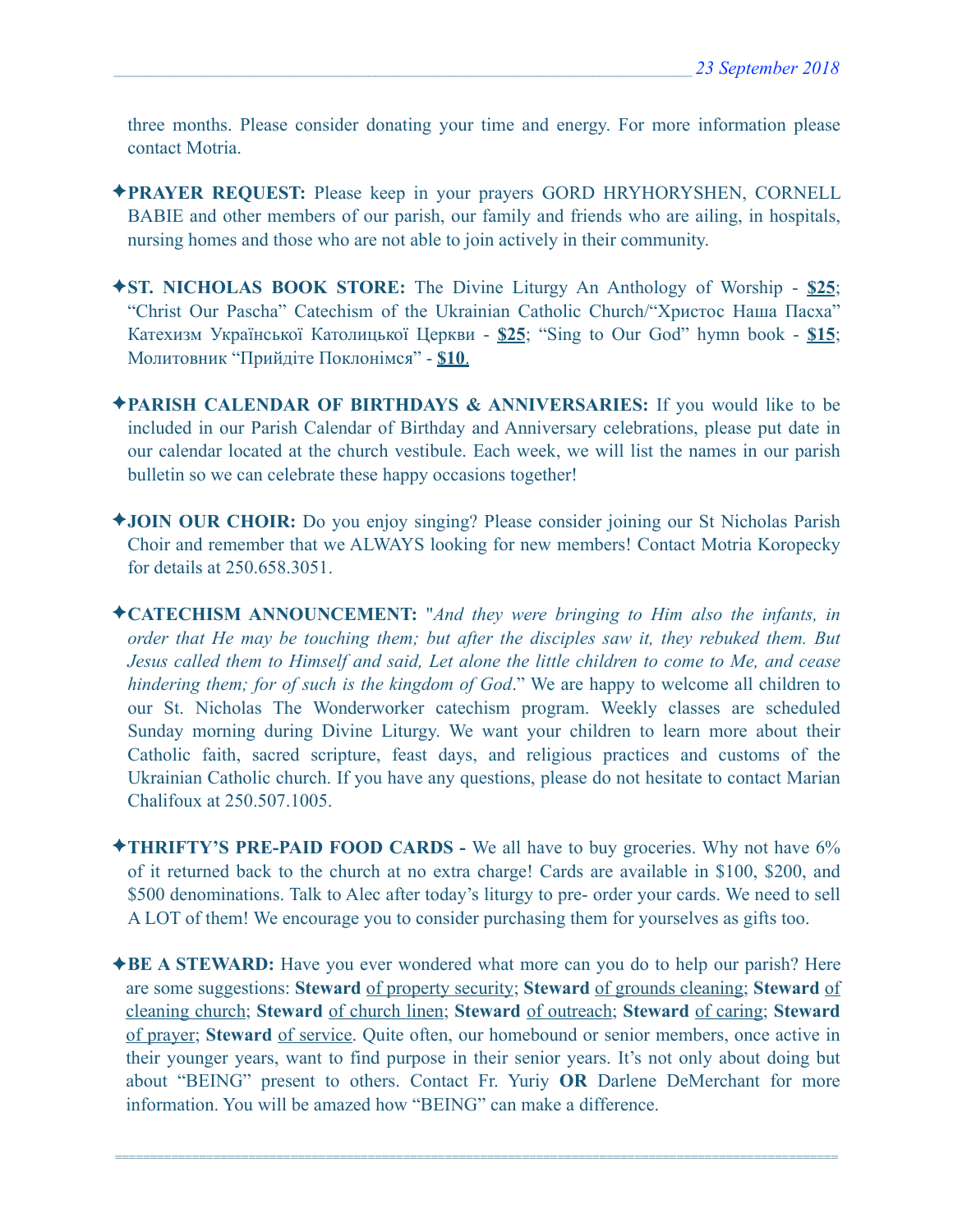three months. Please consider donating your time and energy. For more information please contact Motria.

✦**PRAYER REQUEST:** Please keep in your prayers GORD HRYHORYSHEN, CORNELL BABIE and other members of our parish, our family and friends who are ailing, in hospitals, nursing homes and those who are not able to join actively in their community.

✦**ST. NICHOLAS BOOK STORE:** The Divine Liturgy An Anthology of Worship - **$25**; "Christ Our Pascha" Catechism of the Ukrainian Catholic Church/"Христос Наша Пасха" Катехизм Української Католицької Церкви - **$25**; "Sing to Our God" hymn book - **$15**; Молитовник "Прийдіте Поклонімся" - **$10**.

✦**PARISH CALENDAR OF BIRTHDAYS & ANNIVERSARIES:** If you would like to be included in our Parish Calendar of Birthday and Anniversary celebrations, please put date in our calendar located at the church vestibule. Each week, we will list the names in our parish bulletin so we can celebrate these happy occasions together!

✦**JOIN OUR CHOIR:** Do you enjoy singing? Please consider joining our St Nicholas Parish Choir and remember that we ALWAYS looking for new members! Contact Motria Koropecky for details at 250.658.3051.

✦**CATECHISM ANNOUNCEMENT:** "*And they were bringing to Him also the infants, in order that He may be touching them; but after the disciples saw it, they rebuked them. But Jesus called them to Himself and said, Let alone the little children to come to Me, and cease hindering them; for of such is the kingdom of God*." We are happy to welcome all children to our St. Nicholas The Wonderworker catechism program. Weekly classes are scheduled Sunday morning during Divine Liturgy. We want your children to learn more about their Catholic faith, sacred scripture, feast days, and religious practices and customs of the Ukrainian Catholic church. If you have any questions, please do not hesitate to contact Marian Chalifoux at 250.507.1005.

✦**THRIFTY'S PRE-PAID FOOD CARDS -** We all have to buy groceries. Why not have 6% of it returned back to the church at no extra charge! Cards are available in $100, $200, and $500 denominations. Talk to Alec after today's liturgy to pre- order your cards. We need to sell A LOT of them! We encourage you to consider purchasing them for yourselves as gifts too.

✦**BE A STEWARD:** Have you ever wondered what more can you do to help our parish? Here are some suggestions: **Steward** of property security; **Steward** of grounds cleaning; **Steward** of cleaning church; **Steward** of church linen; **Steward** of outreach; **Steward** of caring; **Steward** of prayer; **Steward** of service. Quite often, our homebound or senior members, once active in their younger years, want to find purpose in their senior years. It's not only about doing but about "BEING" present to others. Contact Fr. Yuriy **OR** Darlene DeMerchant for more information. You will be amazed how "BEING" can make a difference.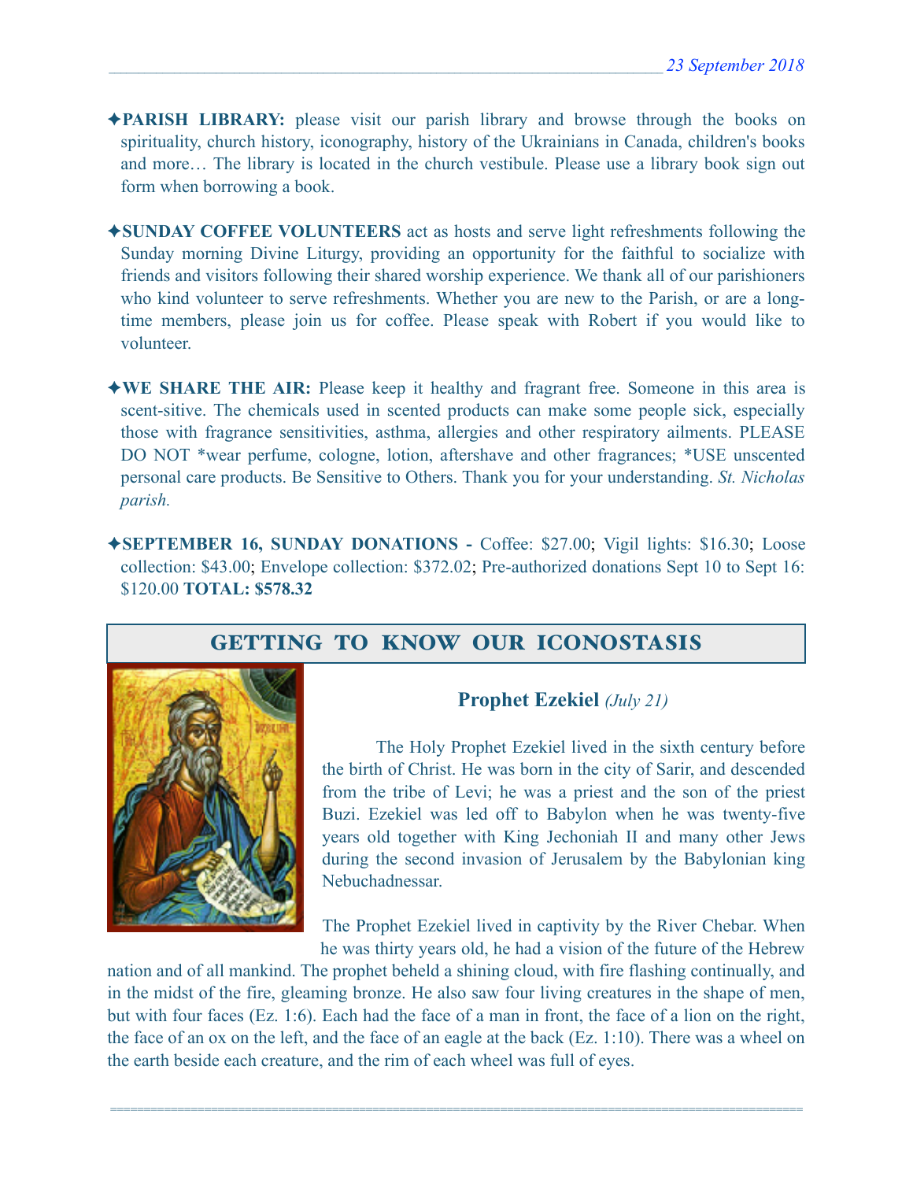✦**PARISH LIBRARY:** please visit our parish library and browse through the books on spirituality, church history, iconography, history of the Ukrainians in Canada, children's books and more… The library is located in the church vestibule. Please use a library book sign out form when borrowing a book.

✦**SUNDAY COFFEE VOLUNTEERS** act as hosts and serve light refreshments following the Sunday morning Divine Liturgy, providing an opportunity for the faithful to socialize with friends and visitors following their shared worship experience. We thank all of our parishioners who kind volunteer to serve refreshments. Whether you are new to the Parish, or are a long-time members, please join us for coffee. Please speak with Robert if you would like to volunteer.

✦**WE SHARE THE AIR:** Please keep it healthy and fragrant free. Someone in this area is scent-sitive. The chemicals used in scented products can make some people sick, especially those with fragrance sensitivities, asthma, allergies and other respiratory ailments. PLEASE DO NOT *wear perfume, cologne, lotion, aftershave and other fragrances; *USE unscented personal care products. Be Sensitive to Others. Thank you for your understanding. *St. Nicholas parish.*

✦**SEPTEMBER 16, SUNDAY DONATIONS -** Coffee: $27.00; Vigil lights: $16.30; Loose collection: $43.00; Envelope collection: $372.02; Pre-authorized donations Sept 10 to Sept 16: $120.00 **TOTAL: $578.32**

## GETTING TO KNOW OUR ICONOSTASIS

### Prophet Ezekiel *(July 21)*

The Holy Prophet Ezekiel lived in the sixth century before the birth of Christ. He was born in the city of Sarir, and descended from the tribe of Levi; he was a priest and the son of the priest Buzi. Ezekiel was led off to Babylon when he was twenty-five years old together with King Jechoniah II and many other Jews during the second invasion of Jerusalem by the Babylonian king Nebuchadnessar.

The Prophet Ezekiel lived in captivity by the River Chebar. When he was thirty years old, he had a vision of the future of the Hebrew nation and of all mankind. The prophet beheld a shining cloud, with fire flashing continually, and in the midst of the fire, gleaming bronze. He also saw four living creatures in the shape of men, but with four faces (Ez. 1:6). Each had the face of a man in front, the face of a lion on the right, the face of an ox on the left, and the face of an eagle at the back (Ez. 1:10). There was a wheel on the earth beside each creature, and the rim of each wheel was full of eyes.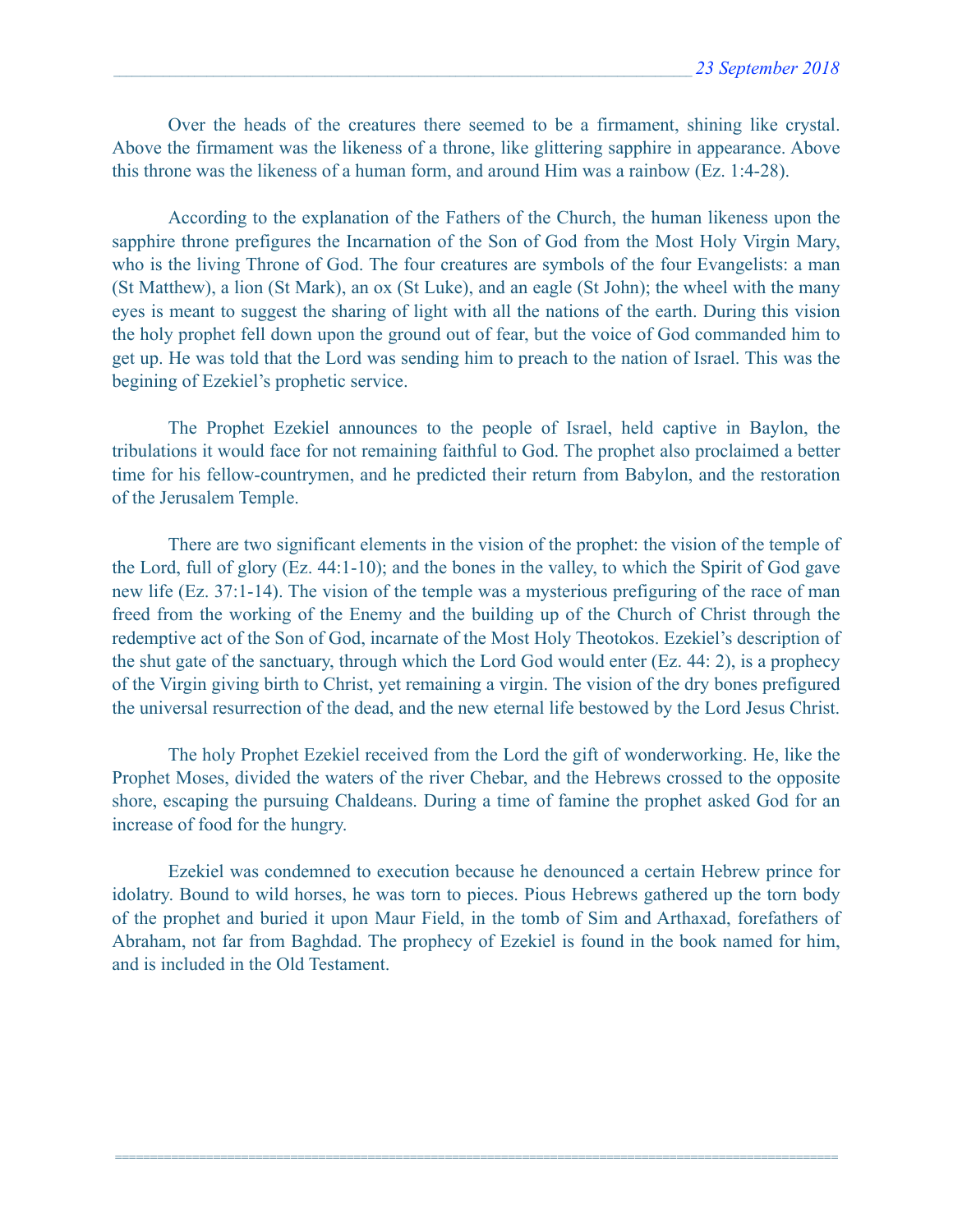Over the heads of the creatures there seemed to be a firmament, shining like crystal. Above the firmament was the likeness of a throne, like glittering sapphire in appearance. Above this throne was the likeness of a human form, and around Him was a rainbow (Ez. 1:4-28).

According to the explanation of the Fathers of the Church, the human likeness upon the sapphire throne prefigures the Incarnation of the Son of God from the Most Holy Virgin Mary, who is the living Throne of God. The four creatures are symbols of the four Evangelists: a man (St Matthew), a lion (St Mark), an ox (St Luke), and an eagle (St John); the wheel with the many eyes is meant to suggest the sharing of light with all the nations of the earth. During this vision the holy prophet fell down upon the ground out of fear, but the voice of God commanded him to get up. He was told that the Lord was sending him to preach to the nation of Israel. This was the begining of Ezekiel's prophetic service.

The Prophet Ezekiel announces to the people of Israel, held captive in Baylon, the tribulations it would face for not remaining faithful to God. The prophet also proclaimed a better time for his fellow-countrymen, and he predicted their return from Babylon, and the restoration of the Jerusalem Temple.

There are two significant elements in the vision of the prophet: the vision of the temple of the Lord, full of glory (Ez. 44:1-10); and the bones in the valley, to which the Spirit of God gave new life (Ez. 37:1-14). The vision of the temple was a mysterious prefiguring of the race of man freed from the working of the Enemy and the building up of the Church of Christ through the redemptive act of the Son of God, incarnate of the Most Holy Theotokos. Ezekiel's description of the shut gate of the sanctuary, through which the Lord God would enter (Ez. 44: 2), is a prophecy of the Virgin giving birth to Christ, yet remaining a virgin. The vision of the dry bones prefigured the universal resurrection of the dead, and the new eternal life bestowed by the Lord Jesus Christ.

The holy Prophet Ezekiel received from the Lord the gift of wonderworking. He, like the Prophet Moses, divided the waters of the river Chebar, and the Hebrews crossed to the opposite shore, escaping the pursuing Chaldeans. During a time of famine the prophet asked God for an increase of food for the hungry.

Ezekiel was condemned to execution because he denounced a certain Hebrew prince for idolatry. Bound to wild horses, he was torn to pieces. Pious Hebrews gathered up the torn body of the prophet and buried it upon Maur Field, in the tomb of Sim and Arthaxad, forefathers of Abraham, not far from Baghdad. The prophecy of Ezekiel is found in the book named for him, and is included in the Old Testament.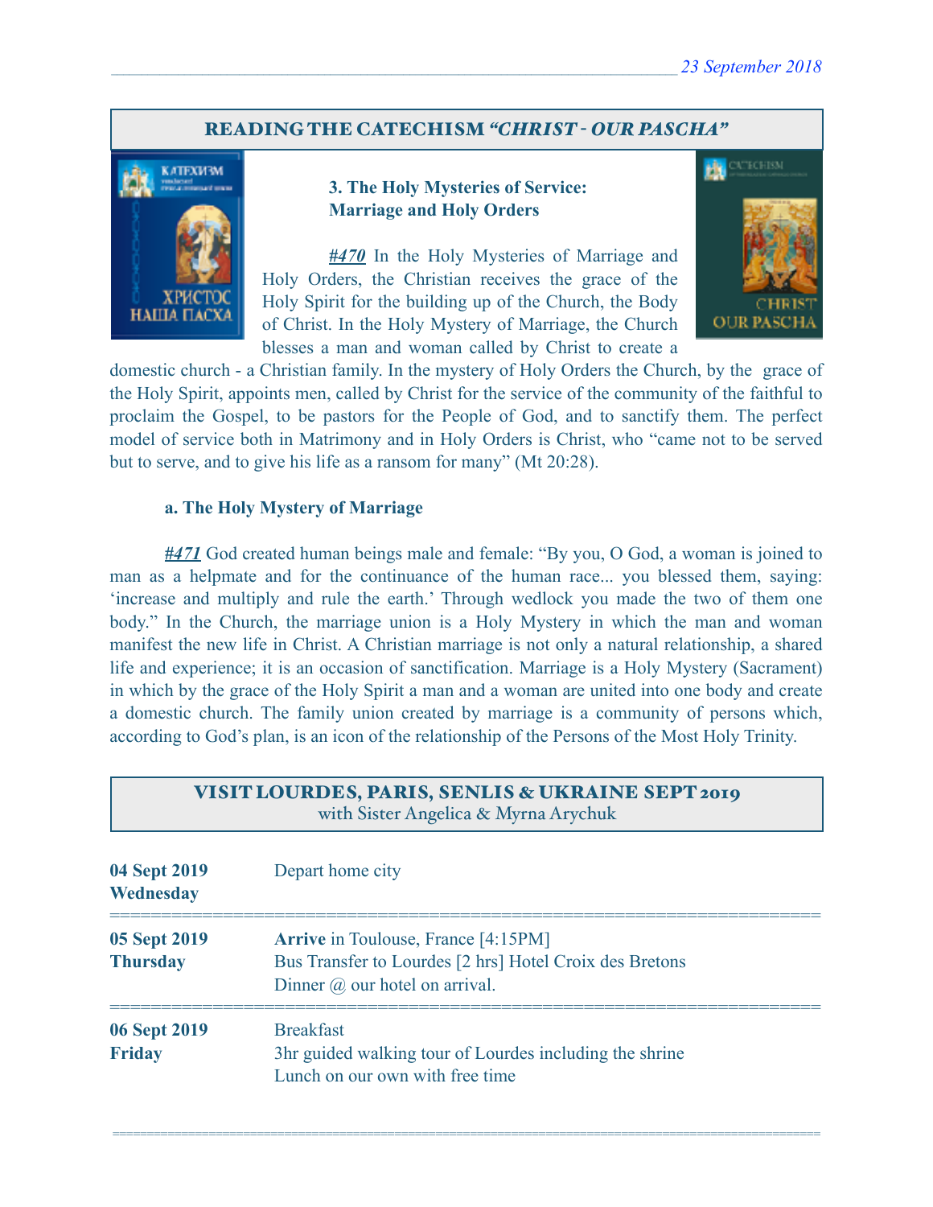## READING THE CATECHISM *"CHRIST - OUR PASCHA"*

**3. The Holy Mysteries of Service: Marriage and Holy Orders**

***#470*** In the Holy Mysteries of Marriage and Holy Orders, the Christian receives the grace of the Holy Spirit for the building up of the Church, the Body of Christ. In the Holy Mystery of Marriage, the Church blesses a man and woman called by Christ to create a domestic church - a Christian family. In the mystery of Holy Orders the Church, by the grace of the Holy Spirit, appoints men, called by Christ for the service of the community of the faithful to proclaim the Gospel, to be pastors for the People of God, and to sanctify them. The perfect model of service both in Matrimony and in Holy Orders is Christ, who "came not to be served but to serve, and to give his life as a ransom for many" (Mt 20:28).

**a. The Holy Mystery of Marriage**

***#471*** God created human beings male and female: "By you, O God, a woman is joined to man as a helpmate and for the continuance of the human race... you blessed them, saying: 'increase and multiply and rule the earth.' Through wedlock you made the two of them one body." In the Church, the marriage union is a Holy Mystery in which the man and woman manifest the new life in Christ. A Christian marriage is not only a natural relationship, a shared life and experience; it is an occasion of sanctification. Marriage is a Holy Mystery (Sacrament) in which by the grace of the Holy Spirit a man and a woman are united into one body and create a domestic church. The family union created by marriage is a community of persons which, according to God's plan, is an icon of the relationship of the Persons of the Most Holy Trinity.

## VISIT LOURDES, PARIS, SENLIS & UKRAINE SEPT 2019
with Sister Angelica & Myrna Arychuk

| Date | Itinerary |
|---|---|
| **04 Sept 2019 Wednesday** | Depart home city |
| **05 Sept 2019 Thursday** | **Arrive** in Toulouse, France [4:15PM]<br>Bus Transfer to Lourdes [2 hrs] Hotel Croix des Bretons<br>Dinner @ our hotel on arrival. |
| **06 Sept 2019 Friday** | Breakfast<br>3hr guided walking tour of Lourdes including the shrine<br>Lunch on our own with free time |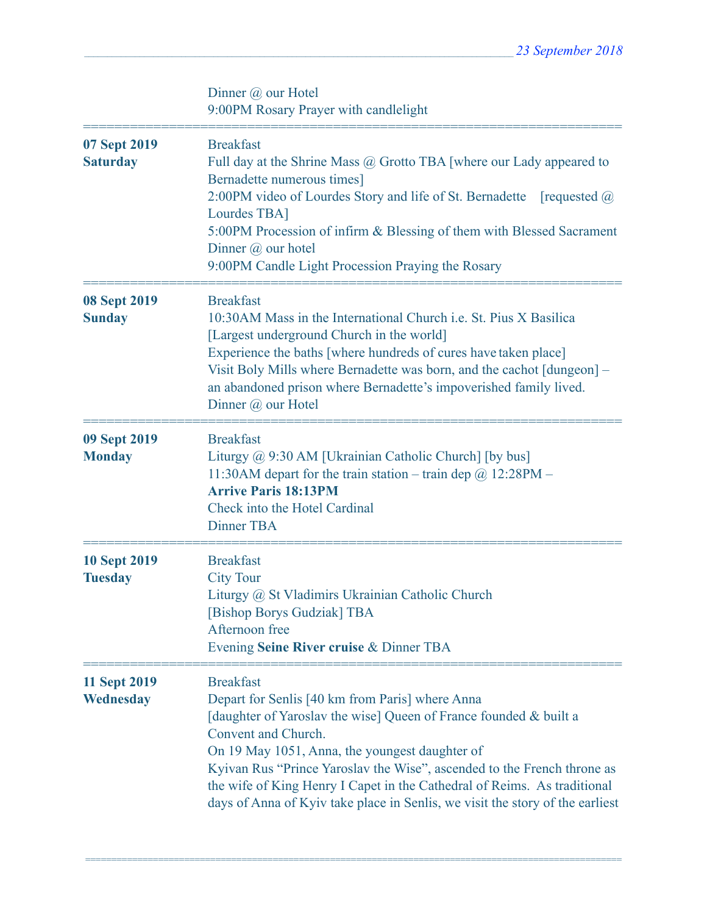| | |
|---|---|
| | Dinner @ our Hotel<br>9:00PM Rosary Prayer with candlelight |
| **07 Sept 2019**<br>**Saturday** | Breakfast<br>Full day at the Shrine Mass @ Grotto TBA [where our Lady appeared to Bernadette numerous times]<br>2:00PM video of Lourdes Story and life of St. Bernadette [requested @ Lourdes TBA]<br>5:00PM Procession of infirm & Blessing of them with Blessed Sacrament<br>Dinner @ our hotel<br>9:00PM Candle Light Procession Praying the Rosary |
| **08 Sept 2019**<br>**Sunday** | Breakfast<br>10:30AM Mass in the International Church i.e. St. Pius X Basilica [Largest underground Church in the world]<br>Experience the baths [where hundreds of cures have taken place]<br>Visit Boly Mills where Bernadette was born, and the cachot [dungeon] – an abandoned prison where Bernadette's impoverished family lived.<br>Dinner @ our Hotel |
| **09 Sept 2019**<br>**Monday** | Breakfast<br>Liturgy @ 9:30 AM [Ukrainian Catholic Church] [by bus]<br>11:30AM depart for the train station – train dep @ 12:28PM –<br>**Arrive Paris 18:13PM**<br>Check into the Hotel Cardinal<br>Dinner TBA |
| **10 Sept 2019**<br>**Tuesday** | Breakfast<br>City Tour<br>Liturgy @ St Vladimirs Ukrainian Catholic Church<br>[Bishop Borys Gudziak] TBA<br>Afternoon free<br>Evening **Seine River cruise** & Dinner TBA |
| **11 Sept 2019**<br>**Wednesday** | Breakfast<br>Depart for Senlis [40 km from Paris] where Anna [daughter of Yaroslav the wise] Queen of France founded & built a Convent and Church.<br>On 19 May 1051, Anna, the youngest daughter of Kyivan Rus "Prince Yaroslav the Wise", ascended to the French throne as the wife of King Henry I Capet in the Cathedral of Reims. As traditional days of Anna of Kyiv take place in Senlis, we visit the story of the earliest |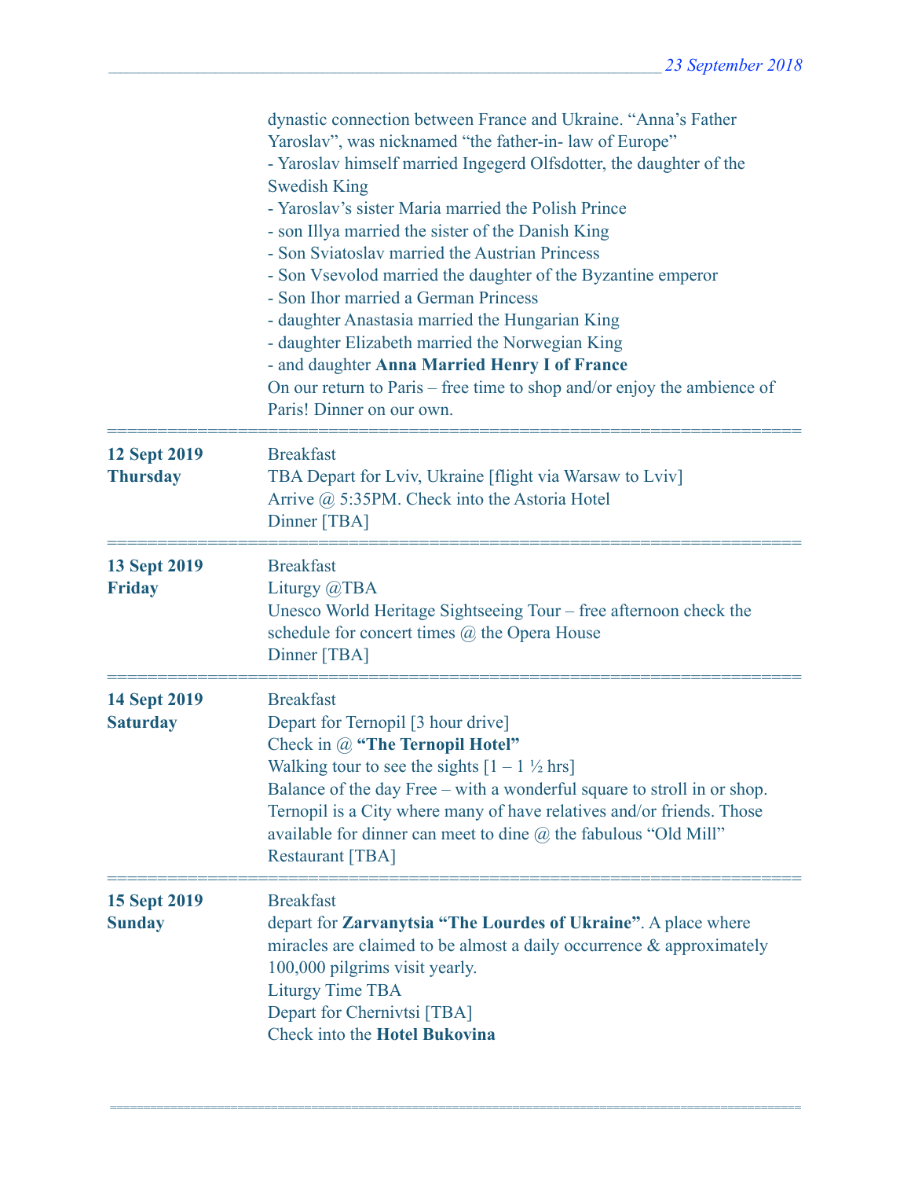dynastic connection between France and Ukraine. "Anna's Father Yaroslav", was nicknamed "the father-in- law of Europe"
- Yaroslav himself married Ingegerd Olfsdotter, the daughter of the Swedish King
- Yaroslav's sister Maria married the Polish Prince
- son Illya married the sister of the Danish King
- Son Sviatoslav married the Austrian Princess
- Son Vsevolod married the daughter of the Byzantine emperor
- Son Ihor married a German Princess
- daughter Anastasia married the Hungarian King
- daughter Elizabeth married the Norwegian King
- and daughter **Anna Married Henry I of France**

On our return to Paris – free time to shop and/or enjoy the ambience of Paris! Dinner on our own.

---

**12 Sept 2019**
**Thursday**

Breakfast
TBA Depart for Lviv, Ukraine [flight via Warsaw to Lviv]
Arrive @ 5:35PM. Check into the Astoria Hotel
Dinner [TBA]

---

**13 Sept 2019**
**Friday**

Breakfast
Liturgy @TBA
Unesco World Heritage Sightseeing Tour – free afternoon check the schedule for concert times @ the Opera House
Dinner [TBA]

---

**14 Sept 2019**
**Saturday**

Breakfast
Depart for Ternopil [3 hour drive]
Check in @ **"The Ternopil Hotel"**
Walking tour to see the sights [1 – 1 ½ hrs]
Balance of the day Free – with a wonderful square to stroll in or shop. Ternopil is a City where many of have relatives and/or friends. Those available for dinner can meet to dine @ the fabulous "Old Mill" Restaurant [TBA]

---

**15 Sept 2019**
**Sunday**

Breakfast
depart for **Zarvanytsia "The Lourdes of Ukraine"**. A place where miracles are claimed to be almost a daily occurrence & approximately 100,000 pilgrims visit yearly.
Liturgy Time TBA
Depart for Chernivtsi [TBA]
Check into the **Hotel Bukovina**

---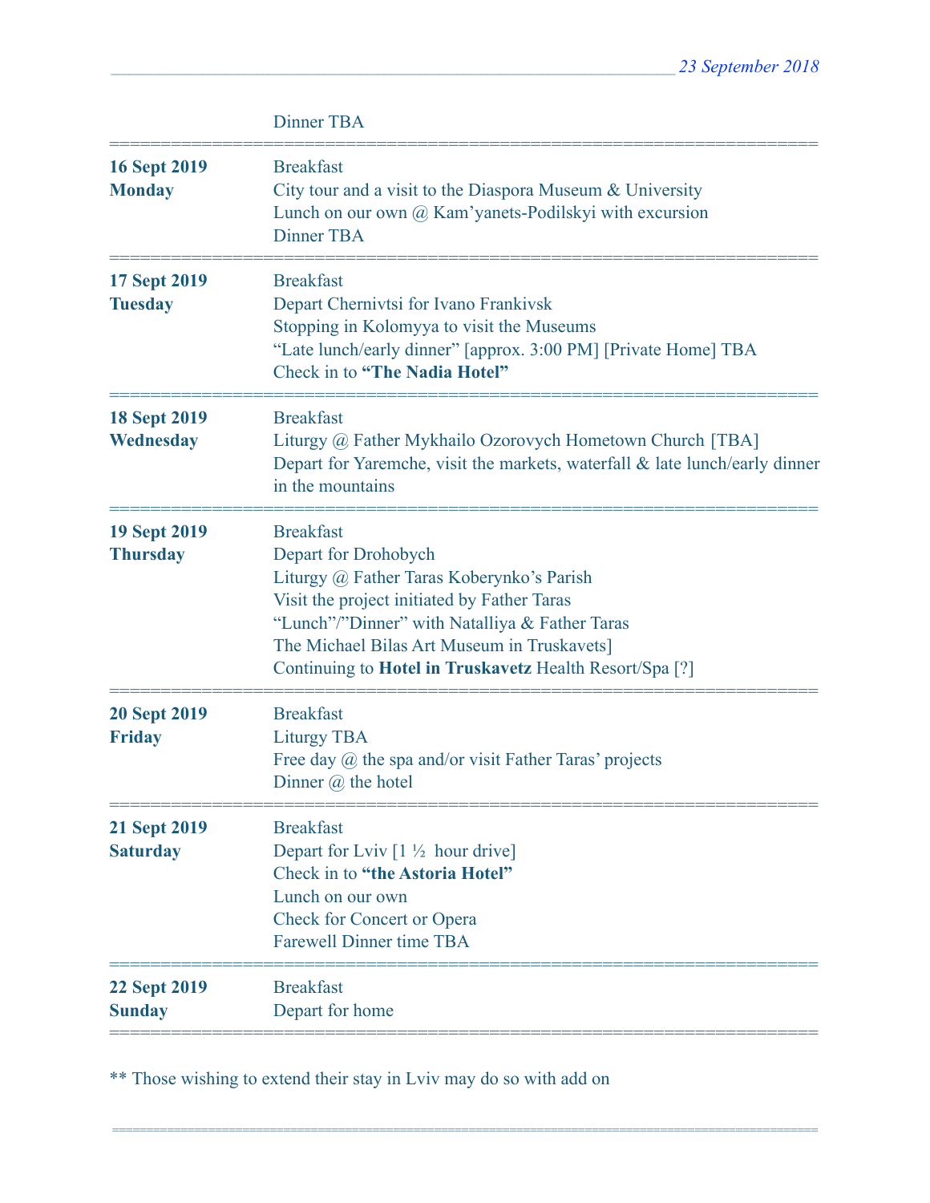| | |
|---|---|
| | Dinner TBA |
| **16 Sept 2019** **Monday** | Breakfast<br>City tour and a visit to the Diaspora Museum & University<br>Lunch on our own @ Kam'yanets-Podilskyi with excursion<br>Dinner TBA |
| **17 Sept 2019** **Tuesday** | Breakfast<br>Depart Chernivtsi for Ivano Frankivsk<br>Stopping in Kolomyya to visit the Museums<br>"Late lunch/early dinner" [approx. 3:00 PM] [Private Home] TBA<br>Check in to **"The Nadia Hotel"** |
| **18 Sept 2019** **Wednesday** | Breakfast<br>Liturgy @ Father Mykhailo Ozorovych Hometown Church [TBA]<br>Depart for Yaremche, visit the markets, waterfall & late lunch/early dinner in the mountains |
| **19 Sept 2019** **Thursday** | Breakfast<br>Depart for Drohobych<br>Liturgy @ Father Taras Koberynko's Parish<br>Visit the project initiated by Father Taras<br>"Lunch"/"Dinner" with Natalliya & Father Taras<br>The Michael Bilas Art Museum in Truskavets]<br>Continuing to **Hotel in Truskavetz** Health Resort/Spa [?] |
| **20 Sept 2019** **Friday** | Breakfast<br>Liturgy TBA<br>Free day @ the spa and/or visit Father Taras' projects<br>Dinner @ the hotel |
| **21 Sept 2019** **Saturday** | Breakfast<br>Depart for Lviv [1 ½ hour drive]<br>Check in to **"the Astoria Hotel"**<br>Lunch on our own<br>Check for Concert or Opera<br>Farewell Dinner time TBA |
| **22 Sept 2019** **Sunday** | Breakfast<br>Depart for home |

** Those wishing to extend their stay in Lviv may do so with add on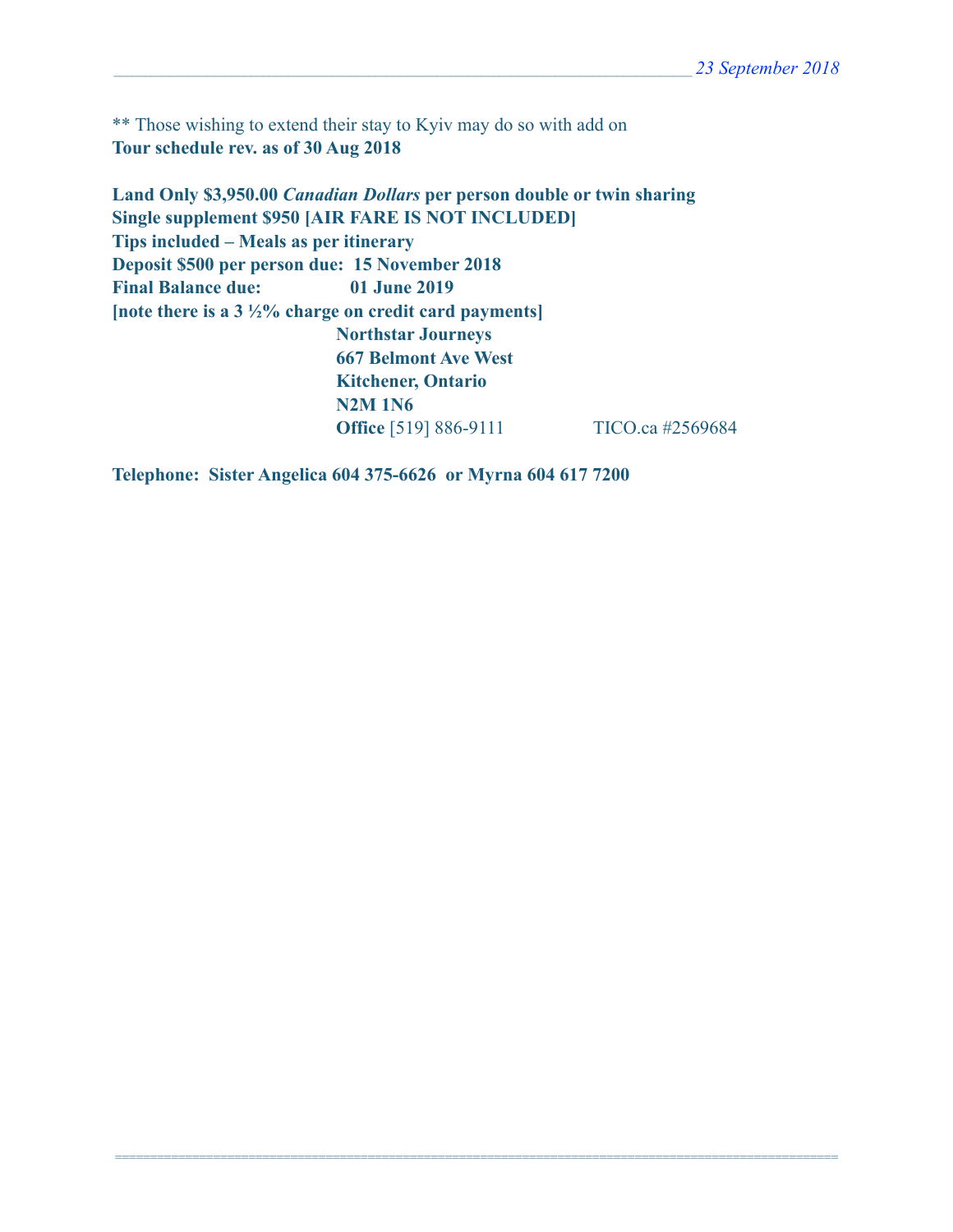*23 September 2018*

** Those wishing to extend their stay to Kyiv may do so with add on
**Tour schedule rev. as of 30 Aug 2018**

**Land Only $3,950.00 *Canadian Dollars* per person double or twin sharing**
**Single supplement $950 [AIR FARE IS NOT INCLUDED]**
**Tips included – Meals as per itinerary**
**Deposit $500 per person due: 15 November 2018**
**Final Balance due: 01 June 2019**
**[note there is a 3 ½% charge on credit card payments]**

**Northstar Journeys**
**667 Belmont Ave West**
**Kitchener, Ontario**
**N2M 1N6**
**Office** [519] 886-9111 TICO.ca #2569684

**Telephone: Sister Angelica 604 375-6626 or Myrna 604 617 7200**